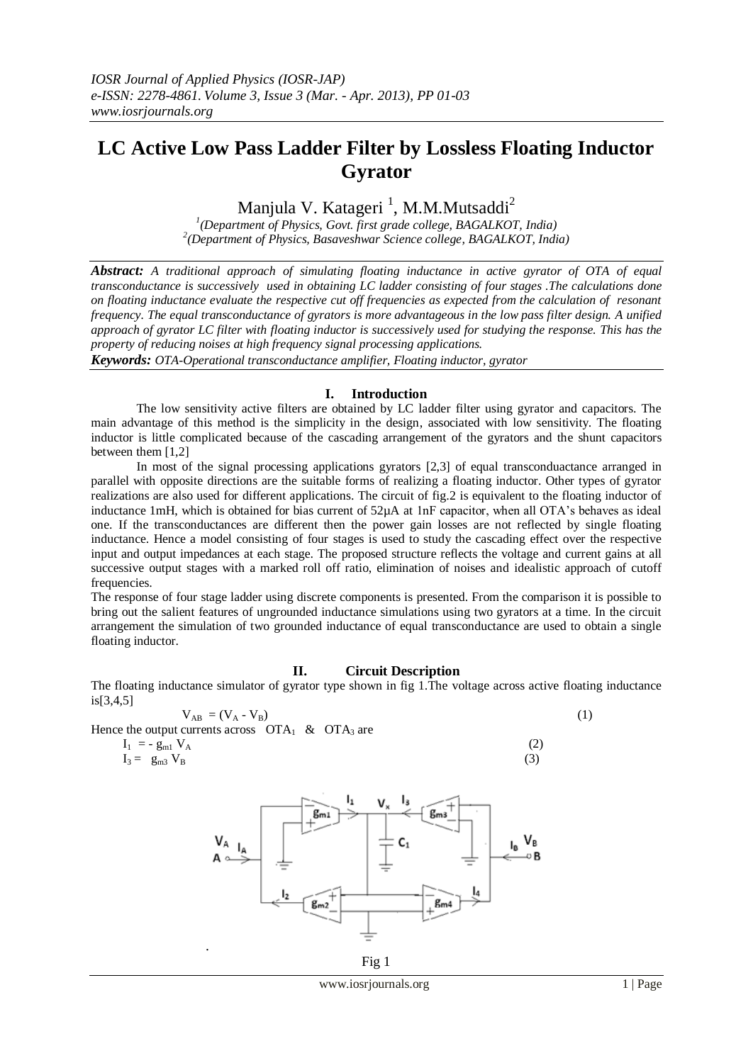# LC Active Low Pass Ladder Filter by Lossless Floating Inductor Gyrator

Manjula V. Katageri [1], M.M.Mutsaddi[2]

[1](Department of Physics, Govt. first grade college, BAGALKOT, India)
[2](Department of Physics, Basaveshwar Science college, BAGALKOT, India)

***Abstract:*** *A traditional approach of simulating floating inductance in active gyrator of OTA of equal transconductance is successively used in obtaining LC ladder consisting of four stages .The calculations done on floating inductance evaluate the respective cut off frequencies as expected from the calculation of resonant frequency. The equal transconductance of gyrators is more advantageous in the low pass filter design. A unified approach of gyrator LC filter with floating inductor is successively used for studying the response. This has the property of reducing noises at high frequency signal processing applications.*

***Keywords:*** *OTA-Operational transconductance amplifier, Floating inductor, gyrator*

## I. Introduction

The low sensitivity active filters are obtained by LC ladder filter using gyrator and capacitors. The main advantage of this method is the simplicity in the design, associated with low sensitivity. The floating inductor is little complicated because of the cascading arrangement of the gyrators and the shunt capacitors between them [1,2]

In most of the signal processing applications gyrators [2,3] of equal transconduactance arranged in parallel with opposite directions are the suitable forms of realizing a floating inductor. Other types of gyrator realizations are also used for different applications. The circuit of fig.2 is equivalent to the floating inductor of inductance 1mH, which is obtained for bias current of 52µA at 1nF capacitor, when all OTA's behaves as ideal one. If the transconductances are different then the power gain losses are not reflected by single floating inductance. Hence a model consisting of four stages is used to study the cascading effect over the respective input and output impedances at each stage. The proposed structure reflects the voltage and current gains at all successive output stages with a marked roll off ratio, elimination of noises and idealistic approach of cutoff frequencies.

The response of four stage ladder using discrete components is presented. From the comparison it is possible to bring out the salient features of ungrounded inductance simulations using two gyrators at a time. In the circuit arrangement the simulation of two grounded inductance of equal transconductance are used to obtain a single floating inductor.

## II. Circuit Description

The floating inductance simulator of gyrator type shown in fig 1.The voltage across active floating inductance is[3,4,5]

$$V_{AB} = (V_A - V_B) \tag{1}$$

Hence the output currents across $OTA_1$ & $OTA_3$ are

$$I_1 = - g_{m1} V_A \tag{2}$$

$$I_3 = g_{m3} V_B \tag{3}$$

Fig 1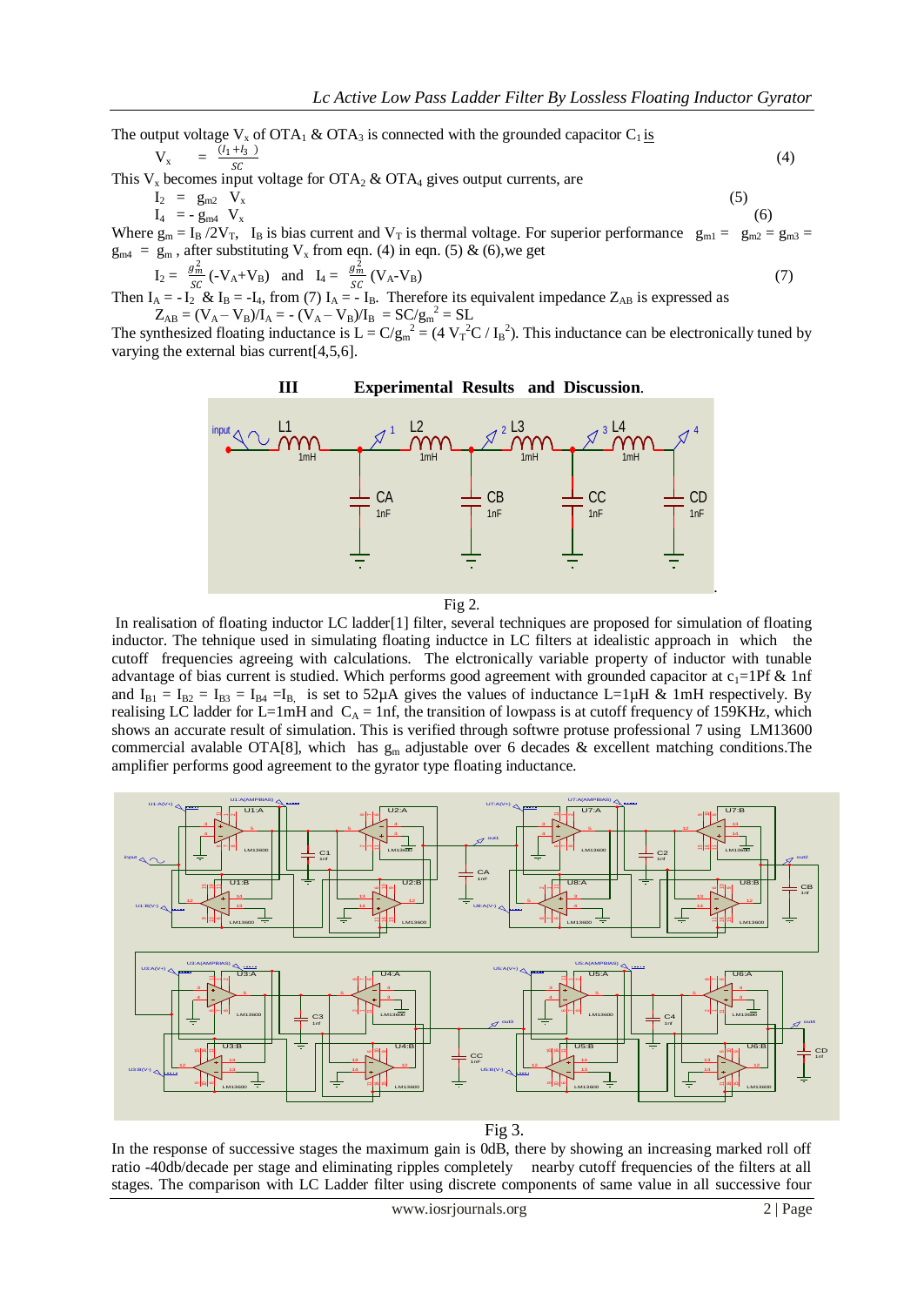The output voltage $V_x$ of $OTA_1$ & $OTA_3$ is connected with the grounded capacitor $C_1$ is

$$V_x = \frac{(I_1 + I_3)}{SC} \tag{4}$$

This $V_x$ becomes input voltage for $OTA_2$ & $OTA_4$ gives output currents, are

$$I_2 = g_{m2} V_x \tag{5}$$

$$I_4 = -g_{m4} V_x \tag{6}$$

Where $g_m = I_B / 2V_T$, $I_B$ is bias current and $V_T$ is thermal voltage. For superior performance $g_{m1} = g_{m2} = g_{m3} = g_{m4} = g_m$, after substituting $V_x$ from eqn. (4) in eqn. (5) & (6), we get

$$I_2 = \frac{g_m^2}{SC}(-V_A + V_B) \quad \text{and} \quad I_4 = \frac{g_m^2}{SC}(V_A - V_B) \tag{7}$$

Then $I_A = -I_2$ & $I_B = -I_4$, from (7) $I_A = -I_B$. Therefore its equivalent impedance $Z_{AB}$ is expressed as

$$Z_{AB} = (V_A - V_B)/I_A = -(V_A - V_B)/I_B = SC/g_m^2 = SL$$

The synthesized floating inductance is $L = C/g_m^2 = (4 V_T^2 C / I_B^2)$. This inductance can be electronically tuned by varying the external bias current[4,5,6].

## III Experimental Results and Discussion.

Fig 2.

In realisation of floating inductor LC ladder[1] filter, several techniques are proposed for simulation of floating inductor. The tehnique used in simulating floating inductce in LC filters at idealistic approach in which the cutoff frequencies agreeing with calculations. The elctronically variable property of inductor with tunable advantage of bias current is studied. Which performs good agreement with grounded capacitor at $c_1$=1Pf & 1nf and $I_{B1} = I_{B2} = I_{B3} = I_{B4} = I_B$ is set to 52µA gives the values of inductance L=1µH & 1mH respectively. By realising LC ladder for L=1mH and $C_A$ = 1nf, the transition of lowpass is at cutoff frequency of 159KHz, which shows an accurate result of simulation. This is verified through softwre protuse professional 7 using LM13600 commercial avalable OTA[8], which has $g_m$ adjustable over 6 decades & excellent matching conditions.The amplifier performs good agreement to the gyrator type floating inductance.

Fig 3.

In the response of successive stages the maximum gain is 0dB, there by showing an increasing marked roll off ratio -40db/decade per stage and eliminating ripples completely nearby cutoff frequencies of the filters at all stages. The comparison with LC Ladder filter using discrete components of same value in all successive four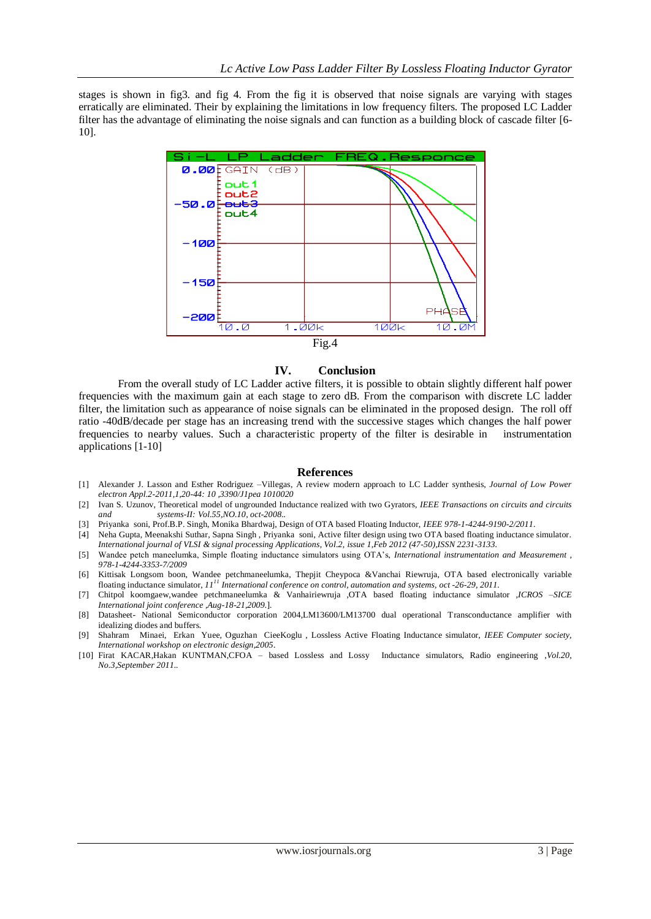stages is shown in fig3. and fig 4. From the fig it is observed that noise signals are varying with stages erratically are eliminated. Their by explaining the limitations in low frequency filters. The proposed LC Ladder filter has the advantage of eliminating the noise signals and can function as a building block of cascade filter [6-10].

Si-L LP Ladder FREQ.Responce

0.00
-50.0
-100
-150
-200

GAIN (dB)

out1
out2
out3
out4

PHASE

10.0
1.00k
100k
10.0M

Fig.4

## IV. Conclusion

From the overall study of LC Ladder active filters, it is possible to obtain slightly different half power frequencies with the maximum gain at each stage to zero dB. From the comparison with discrete LC ladder filter, the limitation such as appearance of noise signals can be eliminated in the proposed design. The roll off ratio -40dB/decade per stage has an increasing trend with the successive stages which changes the half power frequencies to nearby values. Such a characteristic property of the filter is desirable in instrumentation applications [1-10]

## References

[1] Alexander J. Lasson and Esther Rodriguez –Villegas, A review modern approach to LC Ladder synthesis, *Journal of Low Power electron Appl.2-2011,1,20-44: 10 ,3390/J1pea 1010020*

[2] Ivan S. Uzunov, Theoretical model of ungrounded Inductance realized with two Gyrators, *IEEE Transactions on circuits and circuits and systems-II: Vol.55,NO.10, oct-2008..*

[3] Priyanka soni, Prof.B.P. Singh, Monika Bhardwaj, Design of OTA based Floating Inductor, *IEEE 978-1-4244-9190-2/2011.*

[4] Neha Gupta, Meenakshi Suthar, Sapna Singh , Priyanka soni, Active filter design using two OTA based floating inductance simulator. *International journal of VLSI & signal processing Applications, Vol.2, issue 1,Feb 2012 (47-50),ISSN 2231-3133.*

[5] Wandee petch maneelumka, Simple floating inductance simulators using OTA's, *International instrumentation and Measurement , 978-1-4244-3353-7/2009*

[6] Kittisak Longsom boon, Wandee petchmaneelumka, Thepjit Cheypoca &Vanchai Riewruja, OTA based electronically variable floating inductance simulator, 11[11] *International conference on control, automation and systems, oct -26-29, 2011.*

[7] Chitpol koomgaew,wandee petchmaneelumka & Vanhairiewruja ,OTA based floating inductance simulator ,*ICROS –SICE International joint conference ,Aug-18-21,2009.*].

[8] Datasheet- National Semiconductor corporation 2004,LM13600/LM13700 dual operational Transconductance amplifier with idealizing diodes and buffers.

[9] Shahram Minaei, Erkan Yuee, Oguzhan CieeKoglu , Lossless Active Floating Inductance simulator, *IEEE Computer society, International workshop on electronic design,2005.*

[10] Firat KACAR,Hakan KUNTMAN,CFOA – based Lossless and Lossy Inductance simulators, Radio engineering ,*Vol.20, No.3,September 2011..*